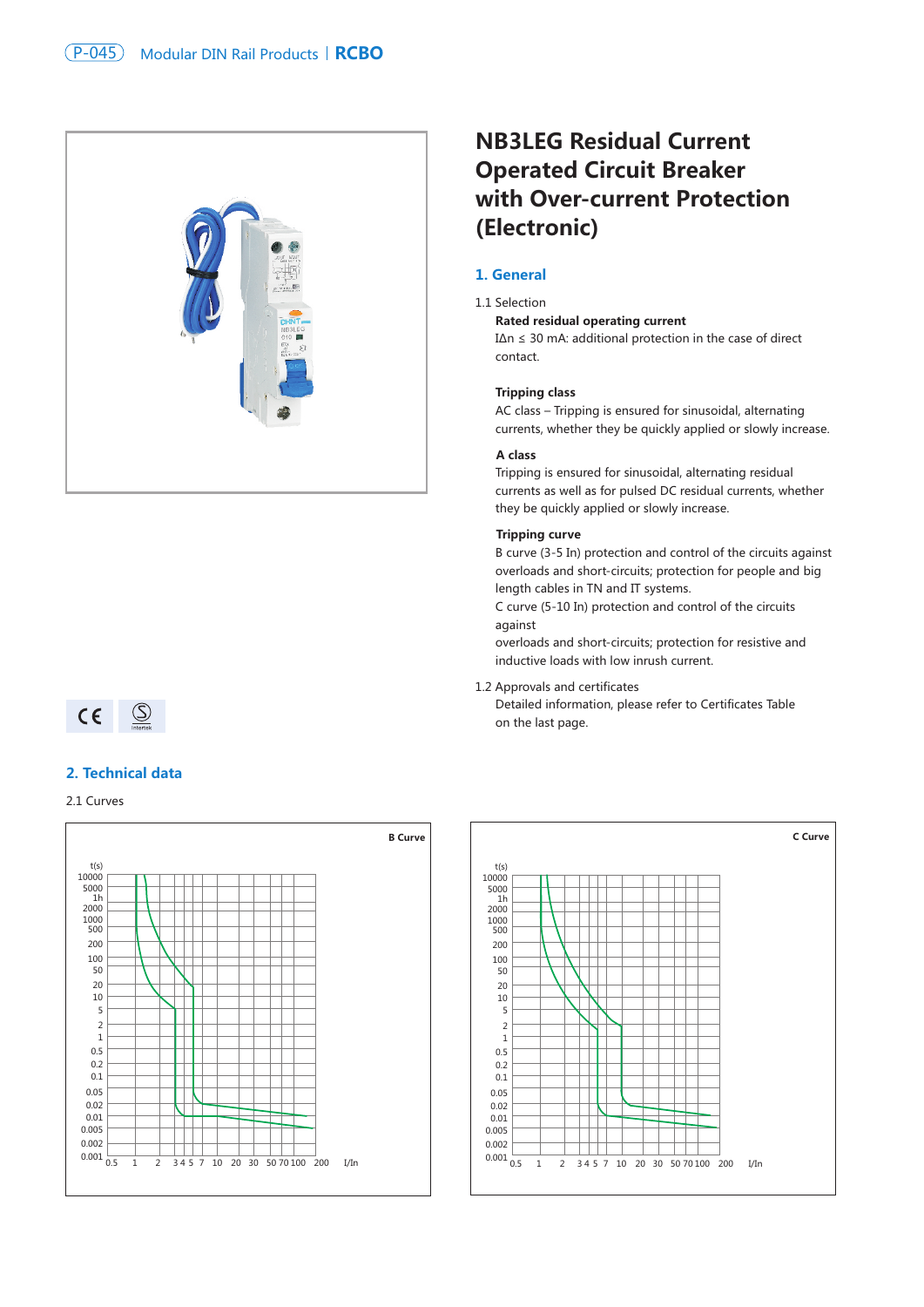# NB3LEG Residual Current Operated Circuit Breaker with Over-current Protection (Electronic)

## 1. General

1.1 Selection

**Rated residual operating current**

IΔn ≤ 30 mA: additional protection in the case of direct contact.

**Tripping class**

AC class – Tripping is ensured for sinusoidal, alternating currents, whether they be quickly applied or slowly increase.

**A class**

Tripping is ensured for sinusoidal, alternating residual currents as well as for pulsed DC residual currents, whether they be quickly applied or slowly increase.

**Tripping curve**

B curve (3-5 In) protection and control of the circuits against overloads and short-circuits; protection for people and big length cables in TN and IT systems.

C curve (5-10 In) protection and control of the circuits against

overloads and short-circuits; protection for resistive and inductive loads with low inrush current.

1.2 Approvals and certificates

Detailed information, please refer to Certificates Table on the last page.

## 2. Technical data

2.1 Curves

**B Curve**

t(s): 10000, 5000, 1h, 2000, 1000, 500, 200, 100, 50, 20, 10, 5, 2, 1, 0.5, 0.2, 0.1, 0.05, 0.02, 0.01, 0.005, 0.002, 0.001

I/In: 0.5, 1, 2, 3 4 5 7, 10, 20, 30, 50 70 100, 200

**C Curve**

t(s): 10000, 5000, 1h, 2000, 1000, 500, 200, 100, 50, 20, 10, 5, 2, 1, 0.5, 0.2, 0.1, 0.05, 0.02, 0.01, 0.005, 0.002, 0.001

I/In: 0.5, 1, 2, 3 4 5 7, 10, 20, 30, 50 70 100, 200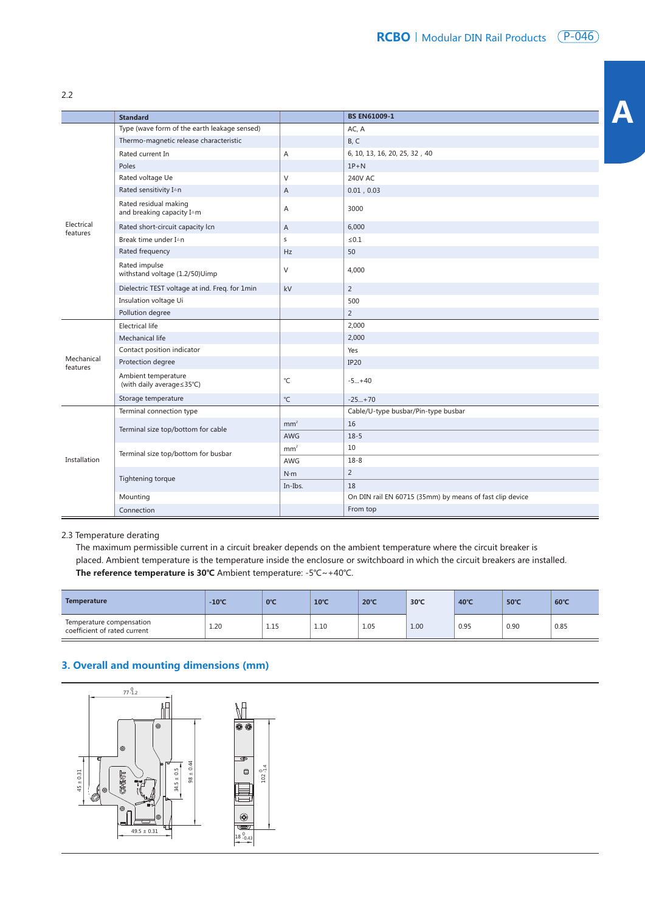2.2

| | Standard | | BS EN61009-1 |
|---|---|---|---|
| Electrical features | Type (wave form of the earth leakage sensed) | | AC, A |
| | Thermo-magnetic release characteristic | | B, C |
| | Rated current In | A | 6, 10, 13, 16, 20, 25, 32 , 40 |
| | Poles | | 1P+N |
| | Rated voltage Ue | V | 240V AC |
| | Rated sensitivity I△n | A | 0.01 , 0.03 |
| | Rated residual making and breaking capacity I△m | A | 3000 |
| | Rated short-circuit capacity Icn | A | 6,000 |
| | Break time under I△n | s | ≤0.1 |
| | Rated frequency | Hz | 50 |
| | Rated impulse withstand voltage (1.2/50)Uimp | V | 4,000 |
| | Dielectric TEST voltage at ind. Freq. for 1min | kV | 2 |
| | Insulation voltage Ui | | 500 |
| | Pollution degree | | 2 |
| Mechanical features | Electrical life | | 2,000 |
| | Mechanical life | | 2,000 |
| | Contact position indicator | | Yes |
| | Protection degree | | IP20 |
| | Ambient temperature (with daily average≤35℃) | ℃ | -5...+40 |
| | Storage temperature | ℃ | -25...+70 |
| Installation | Terminal connection type | | Cable/U-type busbar/Pin-type busbar |
| | Terminal size top/bottom for cable | $mm^2$ | 16 |
| | | AWG | 18-5 |
| | Terminal size top/bottom for busbar | $mm^2$ | 10 |
| | | AWG | 18-8 |
| | Tightening torque | N·m | 2 |
| | | In-Ibs. | 18 |
| | Mounting | | On DIN rail EN 60715 (35mm) by means of fast clip device |
| | Connection | | From top |

2.3 Temperature derating

The maximum permissible current in a circuit breaker depends on the ambient temperature where the circuit breaker is placed. Ambient temperature is the temperature inside the enclosure or switchboard in which the circuit breakers are installed. **The reference temperature is 30℃** Ambient temperature: -5℃~+40℃.

| Temperature | -10℃ | 0℃ | 10℃ | 20℃ | 30℃ | 40℃ | 50℃ | 60℃ |
|---|---|---|---|---|---|---|---|---|
| Temperature compensation coefficient of rated current | 1.20 | 1.15 | 1.10 | 1.05 | 1.00 | 0.95 | 0.90 | 0.85 |

## 3. Overall and mounting dimensions (mm)

$77^{0}_{-1.2}$

45 ± 0.31

34.5 ± 0.5

98 ± 0.44

49.5 ± 0.31

$102^{0}_{-1.4}$

$18^{0}_{-0.43}$